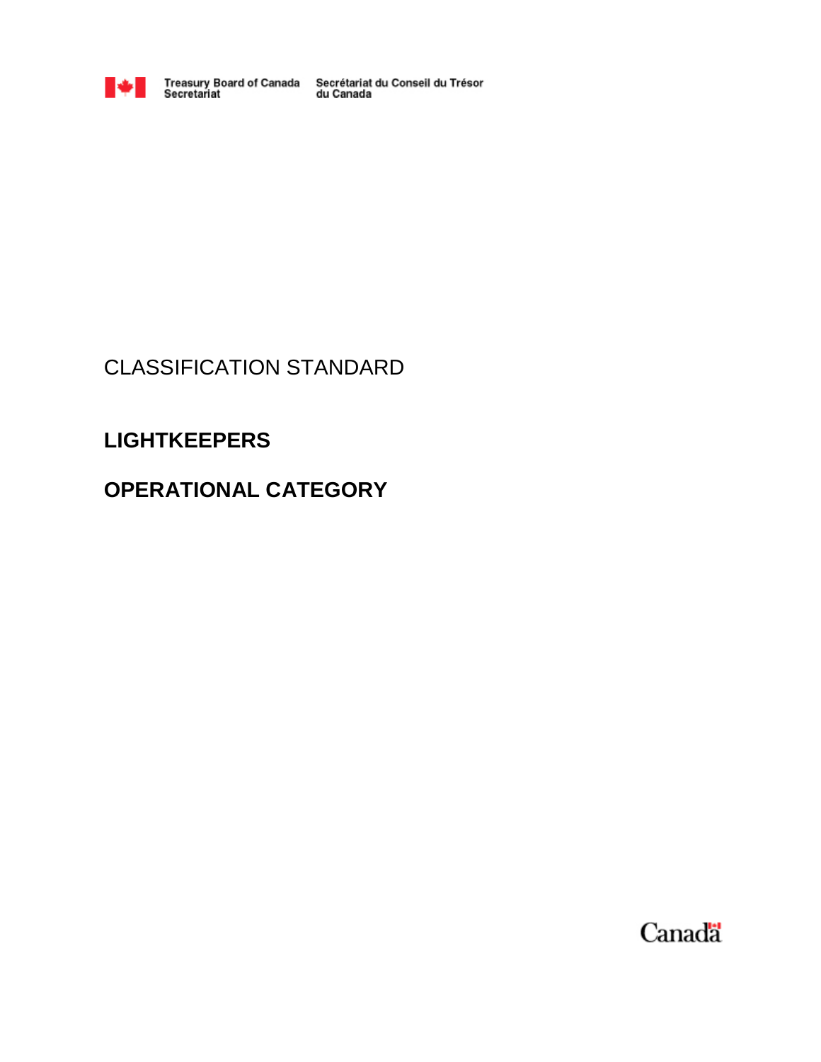Treasury Board of Canada Secretariat | Secrétariat du Conseil du Trésor du Canada

CLASSIFICATION STANDARD

# LIGHTKEEPERS

# OPERATIONAL CATEGORY

Canada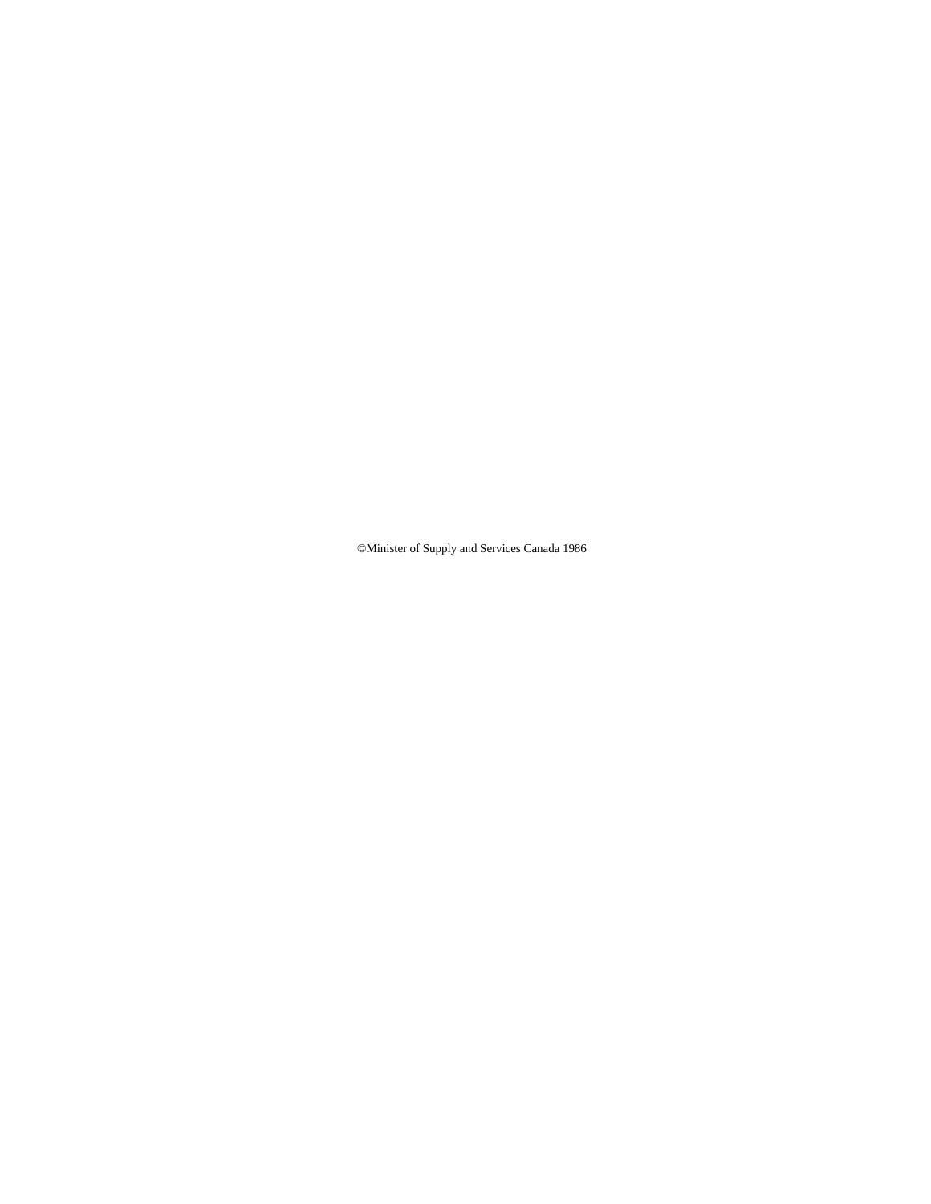©Minister of Supply and Services Canada 1986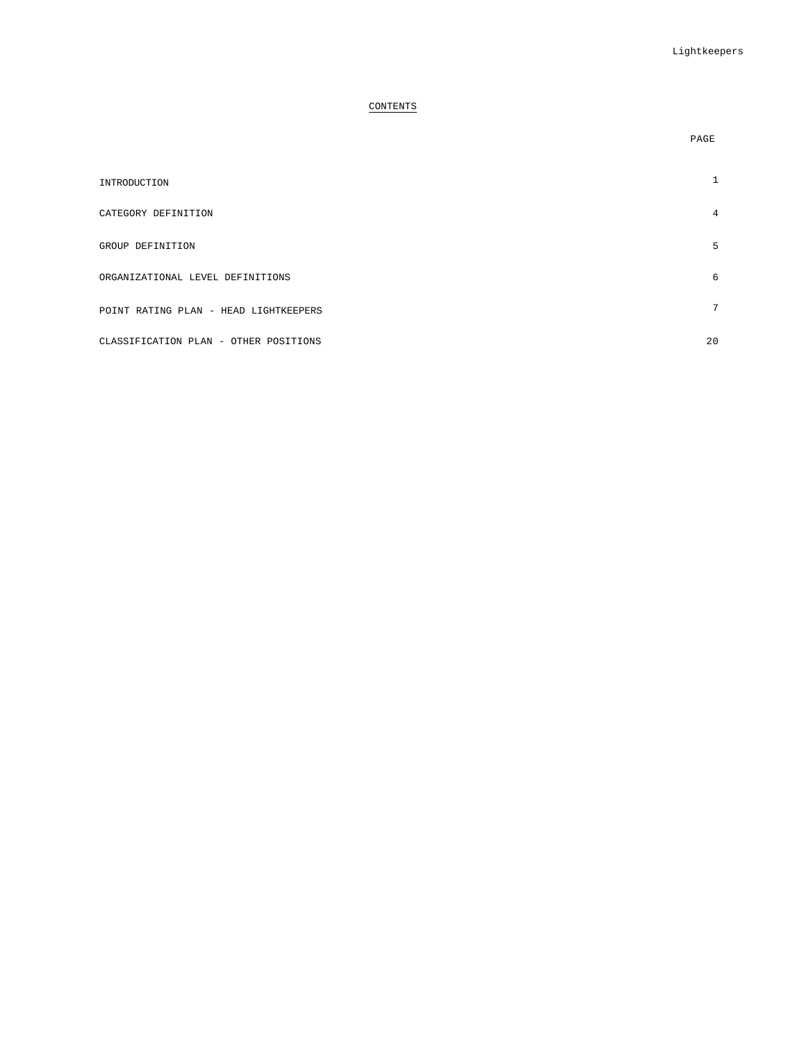## CONTENTS

| | PAGE |
|---|---|
| INTRODUCTION | 1 |
| CATEGORY DEFINITION | 4 |
| GROUP DEFINITION | 5 |
| ORGANIZATIONAL LEVEL DEFINITIONS | 6 |
| POINT RATING PLAN - HEAD LIGHTKEEPERS | 7 |
| CLASSIFICATION PLAN - OTHER POSITIONS | 20 |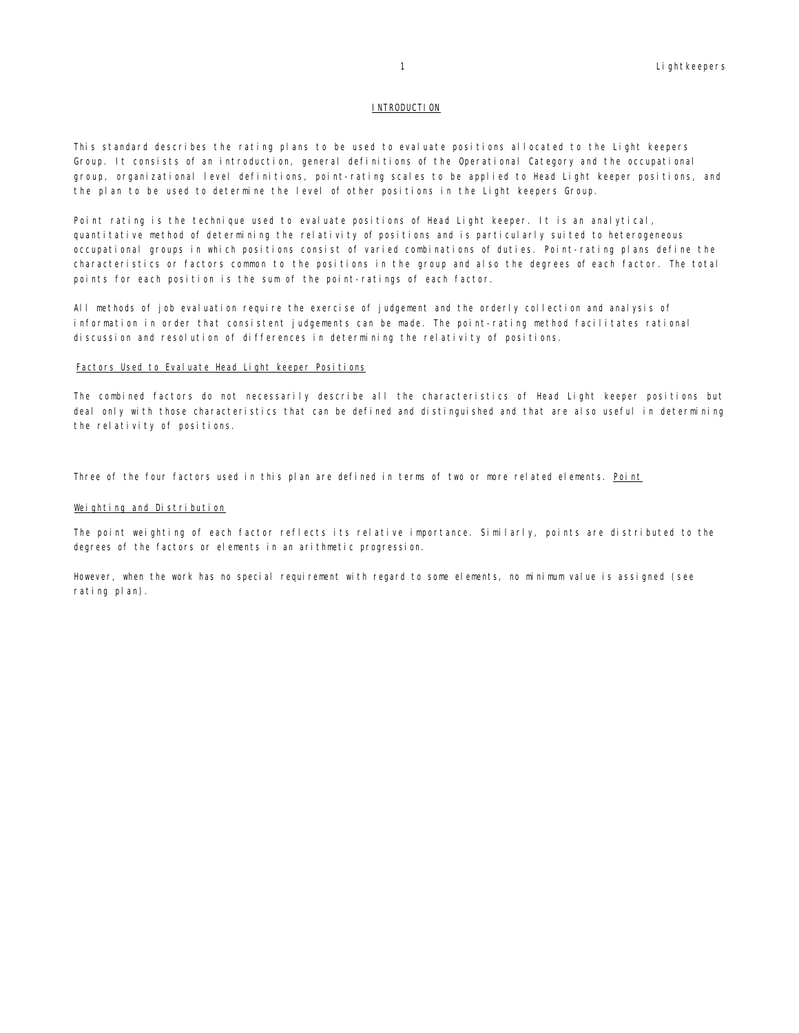## INTRODUCTION

This standard describes the rating plans to be used to evaluate positions allocated to the Light keepers Group. It consists of an introduction, general definitions of the Operational Category and the occupational group, organizational level definitions, point-rating scales to be applied to Head Light keeper positions, and the plan to be used to determine the level of other positions in the Light keepers Group.

Point rating is the technique used to evaluate positions of Head Light keeper. It is an analytical, quantitative method of determining the relativity of positions and is particularly suited to heterogeneous occupational groups in which positions consist of varied combinations of duties. Point-rating plans define the characteristics or factors common to the positions in the group and also the degrees of each factor. The total points for each position is the sum of the point-ratings of each factor.

All methods of job evaluation require the exercise of judgement and the orderly collection and analysis of information in order that consistent judgements can be made. The point-rating method facilitates rational discussion and resolution of differences in determining the relativity of positions.

### Factors Used to Evaluate Head Light keeper Positions

The combined factors do not necessarily describe all the characteristics of Head Light keeper positions but deal only with those characteristics that can be defined and distinguished and that are also useful in determining the relativity of positions.

Three of the four factors used in this plan are defined in terms of two or more related elements. Point

### Weighting and Distribution

The point weighting of each factor reflects its relative importance. Similarly, points are distributed to the degrees of the factors or elements in an arithmetic progression.

However, when the work has no special requirement with regard to some elements, no minimum value is assigned (see rating plan).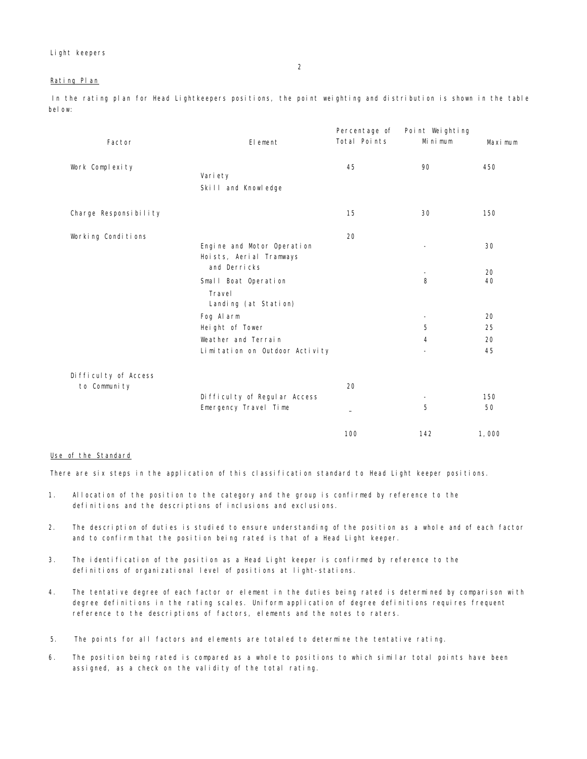## Rating Plan

In the rating plan for Head Lightkeepers positions, the point weighting and distribution is shown in the table below:

| Factor | Element | Percentage of Total Points | Point Weighting Minimum | Maximum |
|---|---|---|---|---|
| Work Complexity | | 45 | 90 | 450 |
| | Variety | | | |
| | Skill and Knowledge | | | |
| Charge Responsibility | | 15 | 30 | 150 |
| Working Conditions | | 20 | | |
| | Engine and Motor Operation | | - | 30 |
| | Hoists, Aerial Tramways and Derricks | | - | 20 |
| | Small Boat Operation | | 8 | 40 |
| | Travel | | | |
| | Landing (at Station) | | | |
| | Fog Alarm | | - | 20 |
| | Height of Tower | | 5 | 25 |
| | Weather and Terrain | | 4 | 20 |
| | Limitation on Outdoor Activity | | - | 45 |
| Difficulty of Access to Community | | 20 | | |
| | Difficulty of Regular Access | | - | 150 |
| | Emergency Travel Time | _ | 5 | 50 |
| | | 100 | 142 | 1,000 |

## Use of the Standard

There are six steps in the application of this classification standard to Head Light keeper positions.

1. Allocation of the position to the category and the group is confirmed by reference to the definitions and the descriptions of inclusions and exclusions.

2. The description of duties is studied to ensure understanding of the position as a whole and of each factor and to confirm that the position being rated is that of a Head Light keeper.

3. The identification of the position as a Head Light keeper is confirmed by reference to the definitions of organizational level of positions at light-stations.

4. The tentative degree of each factor or element in the duties being rated is determined by comparison with degree definitions in the rating scales. Uniform application of degree definitions requires frequent reference to the descriptions of factors, elements and the notes to raters.

5. The points for all factors and elements are totaled to determine the tentative rating.

6. The position being rated is compared as a whole to positions to which similar total points have been assigned, as a check on the validity of the total rating.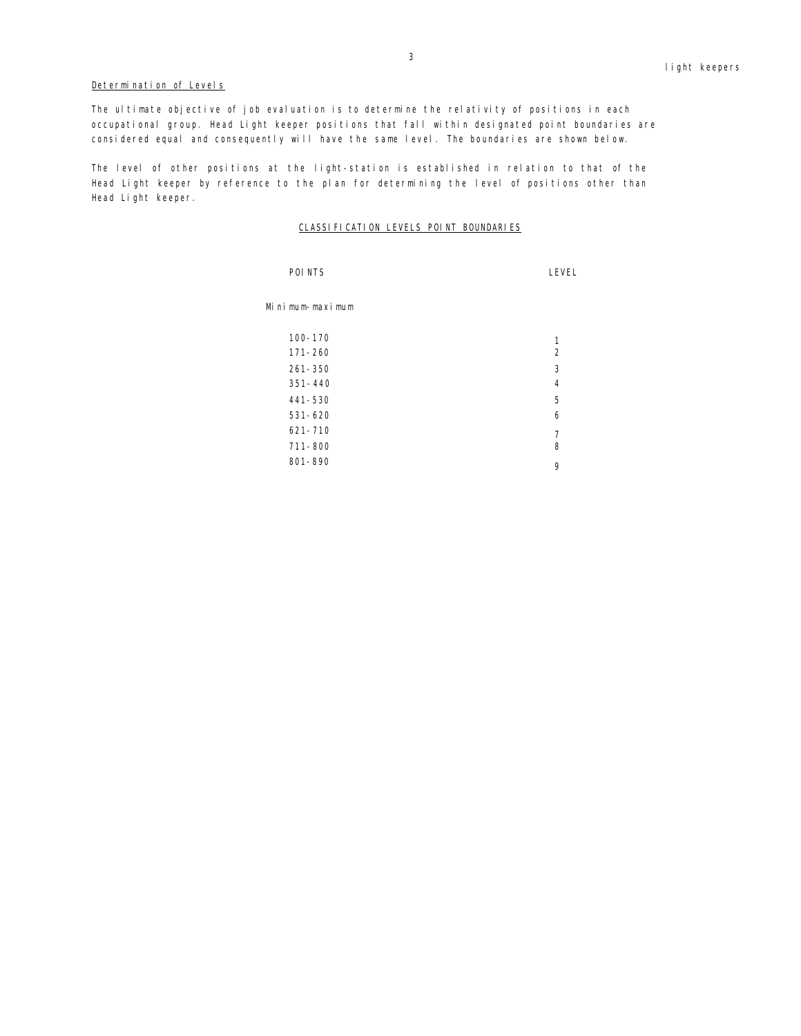## Determination of Levels

The ultimate objective of job evaluation is to determine the relativity of positions in each occupational group. Head Light keeper positions that fall within designated point boundaries are considered equal and consequently will have the same level. The boundaries are shown below.

The level of other positions at the light-station is established in relation to that of the Head Light keeper by reference to the plan for determining the level of positions other than Head Light keeper.

### CLASSIFICATION LEVELS POINT BOUNDARIES

| POINTS<br>Minimum-maximum | LEVEL |
|---|---|
| 100-170 | 1 |
| 171-260 | 2 |
| 261-350 | 3 |
| 351-440 | 4 |
| 441-530 | 5 |
| 531-620 | 6 |
| 621-710 | 7 |
| 711-800 | 8 |
| 801-890 | 9 |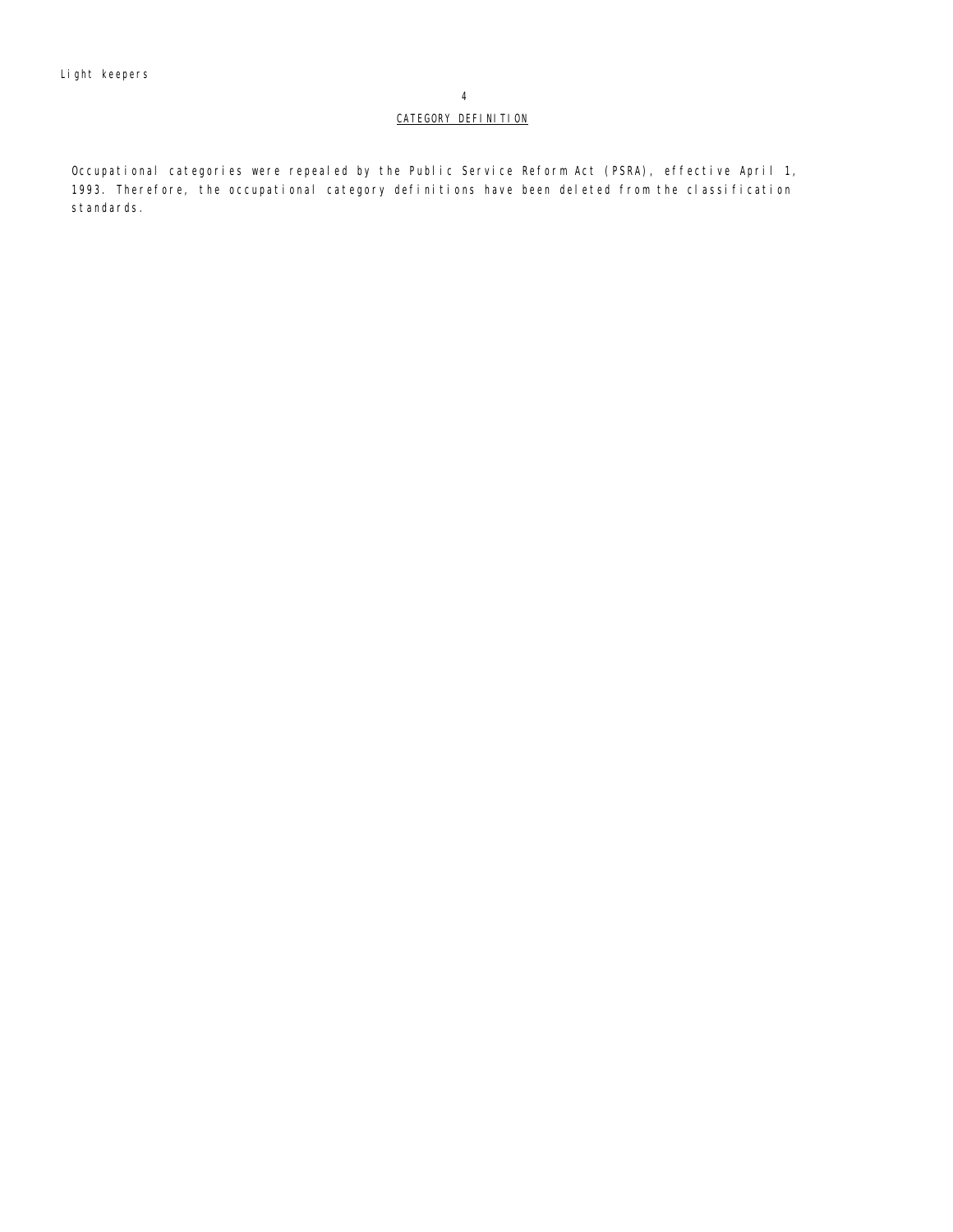## CATEGORY DEFINITION

Occupational categories were repealed by the Public Service Reform Act (PSRA), effective April 1, 1993. Therefore, the occupational category definitions have been deleted from the classification standards.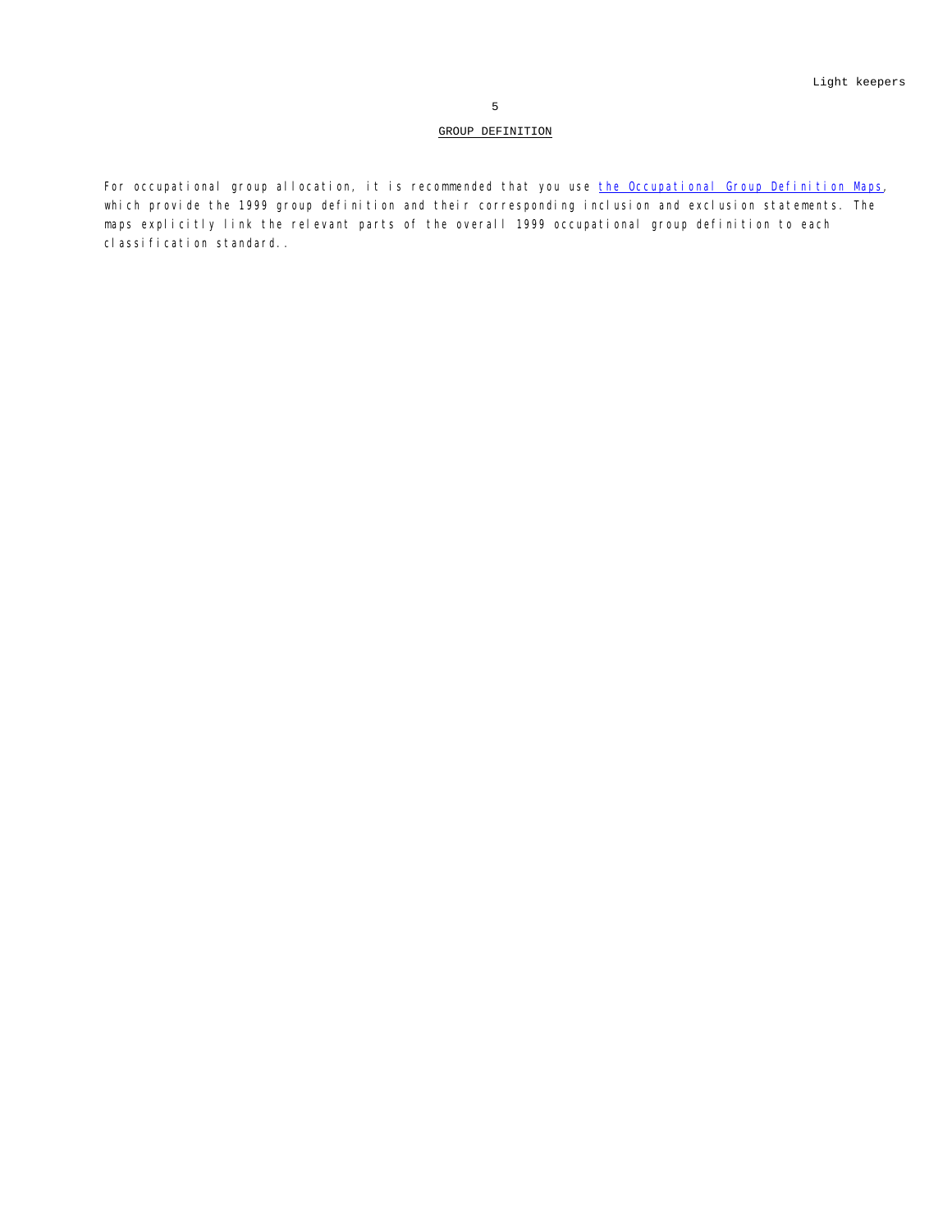## GROUP DEFINITION

For occupational group allocation, it is recommended that you use the Occupational Group Definition Maps, which provide the 1999 group definition and their corresponding inclusion and exclusion statements. The maps explicitly link the relevant parts of the overall 1999 occupational group definition to each classification standard..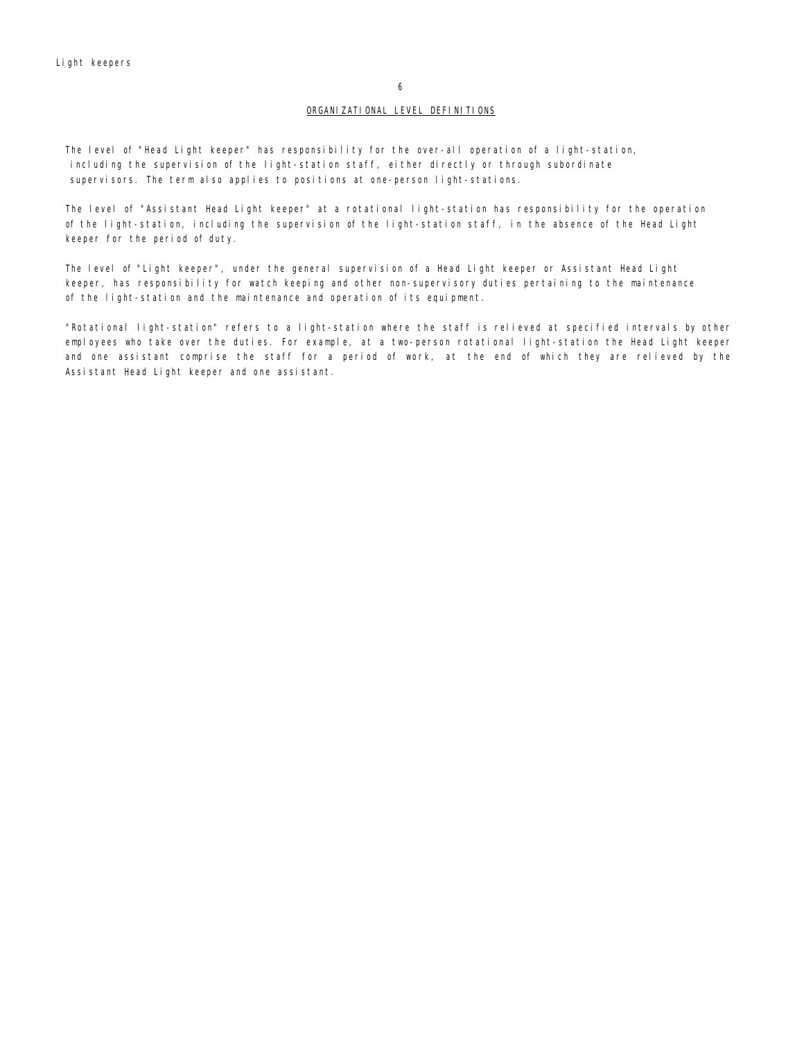## ORGANIZATIONAL LEVEL DEFINITIONS

The level of "Head Light keeper" has responsibility for the over-all operation of a light-station, including the supervision of the light-station staff, either directly or through subordinate supervisors. The term also applies to positions at one-person light-stations.

The level of "Assistant Head Light keeper" at a rotational light-station has responsibility for the operation of the light-station, including the supervision of the light-station staff, in the absence of the Head Light keeper for the period of duty.

The level of "Light keeper", under the general supervision of a Head Light keeper or Assistant Head Light keeper, has responsibility for watch keeping and other non-supervisory duties pertaining to the maintenance of the light-station and the maintenance and operation of its equipment.

"Rotational light-station" refers to a light-station where the staff is relieved at specified intervals by other employees who take over the duties. For example, at a two-person rotational light-station the Head Light keeper and one assistant comprise the staff for a period of work, at the end of which they are relieved by the Assistant Head Light keeper and one assistant.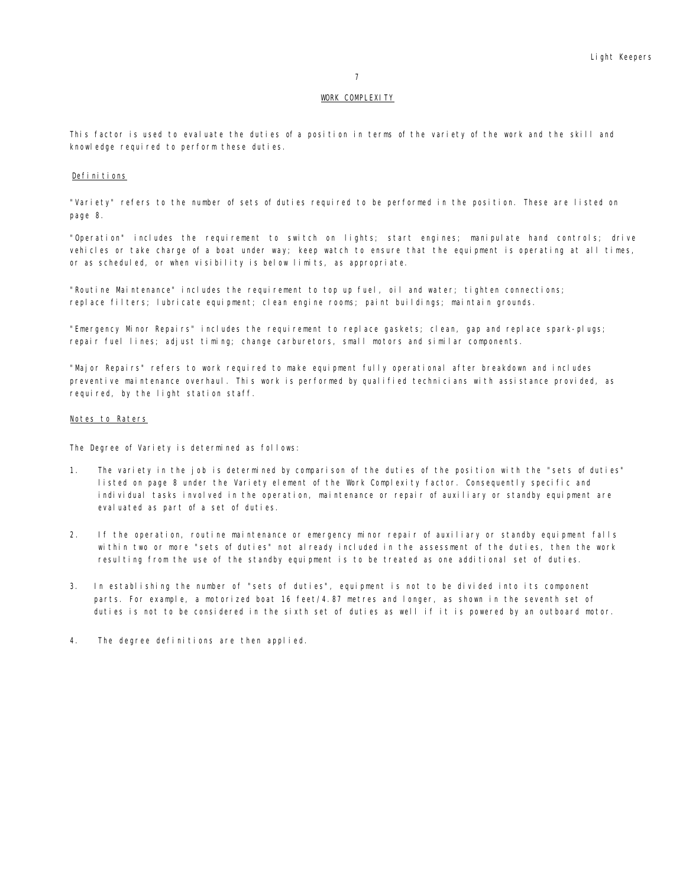## WORK COMPLEXITY

This factor is used to evaluate the duties of a position in terms of the variety of the work and the skill and knowledge required to perform these duties.

### Definitions

"Variety" refers to the number of sets of duties required to be performed in the position. These are listed on page 8.

"Operation" includes the requirement to switch on lights; start engines; manipulate hand controls; drive vehicles or take charge of a boat under way; keep watch to ensure that the equipment is operating at all times, or as scheduled, or when visibility is below limits, as appropriate.

"Routine Maintenance" includes the requirement to top up fuel, oil and water; tighten connections; replace filters; lubricate equipment; clean engine rooms; paint buildings; maintain grounds.

"Emergency Minor Repairs" includes the requirement to replace gaskets; clean, gap and replace spark-plugs; repair fuel lines; adjust timing; change carburetors, small motors and similar components.

"Major Repairs" refers to work required to make equipment fully operational after breakdown and includes preventive maintenance overhaul. This work is performed by qualified technicians with assistance provided, as required, by the light station staff.

### Notes to Raters

The Degree of Variety is determined as follows:

1. The variety in the job is determined by comparison of the duties of the position with the "sets of duties" listed on page 8 under the Variety element of the Work Complexity factor. Consequently specific and individual tasks involved in the operation, maintenance or repair of auxiliary or standby equipment are evaluated as part of a set of duties.

2. If the operation, routine maintenance or emergency minor repair of auxiliary or standby equipment falls within two or more "sets of duties" not already included in the assessment of the duties, then the work resulting from the use of the standby equipment is to be treated as one additional set of duties.

3. In establishing the number of "sets of duties", equipment is not to be divided into its component parts. For example, a motorized boat 16 feet/4.87 metres and longer, as shown in the seventh set of duties is not to be considered in the sixth set of duties as well if it is powered by an outboard motor.

4. The degree definitions are then applied.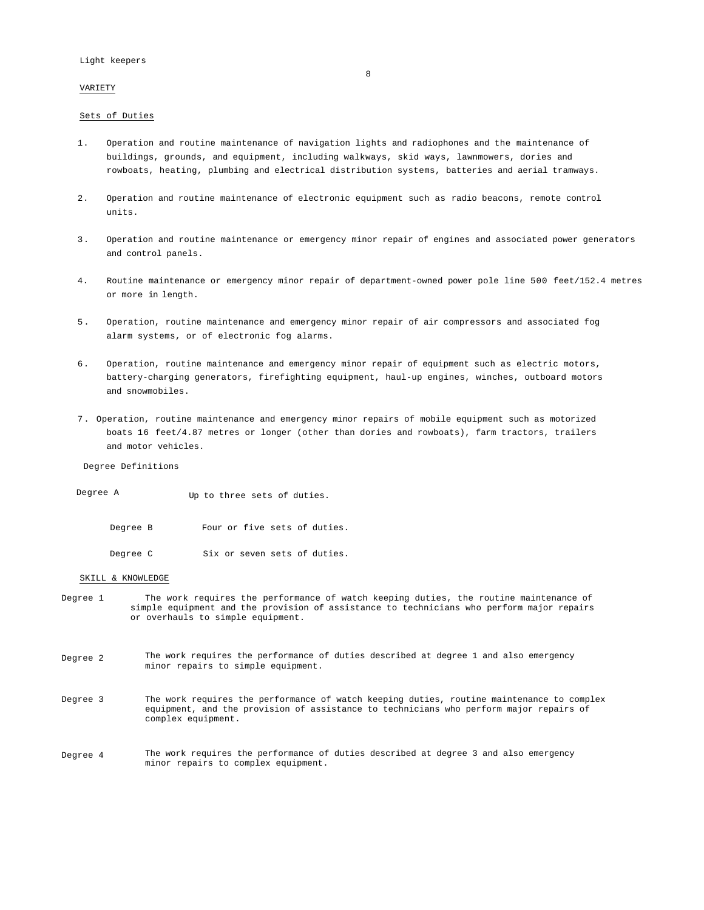Light keepers

## VARIETY

### Sets of Duties

1. Operation and routine maintenance of navigation lights and radiophones and the maintenance of buildings, grounds, and equipment, including walkways, skid ways, lawnmowers, dories and rowboats, heating, plumbing and electrical distribution systems, batteries and aerial tramways.

2. Operation and routine maintenance of electronic equipment such as radio beacons, remote control units.

3. Operation and routine maintenance or emergency minor repair of engines and associated power generators and control panels.

4. Routine maintenance or emergency minor repair of department-owned power pole line 500 feet/152.4 metres or more in length.

5. Operation, routine maintenance and emergency minor repair of air compressors and associated fog alarm systems, or of electronic fog alarms.

6. Operation, routine maintenance and emergency minor repair of equipment such as electric motors, battery-charging generators, firefighting equipment, haul-up engines, winches, outboard motors and snowmobiles.

7. Operation, routine maintenance and emergency minor repairs of mobile equipment such as motorized boats 16 feet/4.87 metres or longer (other than dories and rowboats), farm tractors, trailers and motor vehicles.

### Degree Definitions

Degree A Up to three sets of duties.

Degree B Four or five sets of duties.

Degree C Six or seven sets of duties.

## SKILL & KNOWLEDGE

Degree 1 The work requires the performance of watch keeping duties, the routine maintenance of simple equipment and the provision of assistance to technicians who perform major repairs or overhauls to simple equipment.

Degree 2 The work requires the performance of duties described at degree 1 and also emergency minor repairs to simple equipment.

Degree 3 The work requires the performance of watch keeping duties, routine maintenance to complex equipment, and the provision of assistance to technicians who perform major repairs of complex equipment.

Degree 4 The work requires the performance of duties described at degree 3 and also emergency minor repairs to complex equipment.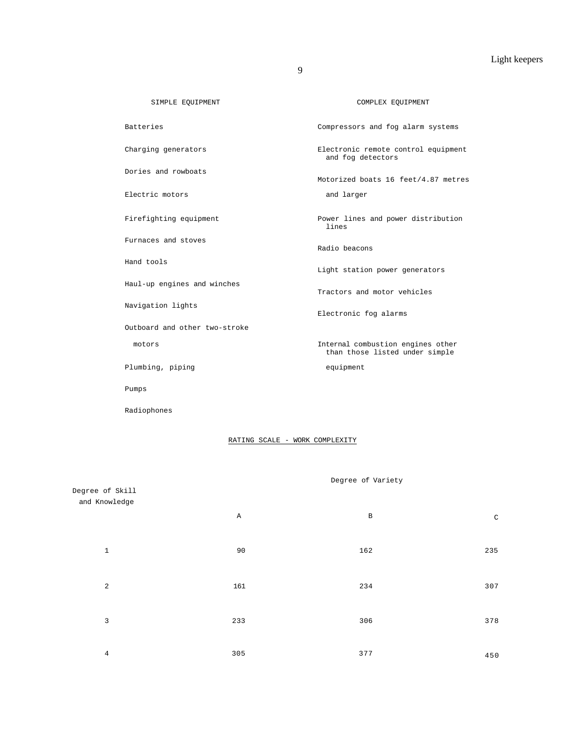| SIMPLE EQUIPMENT | COMPLEX EQUIPMENT |
|---|---|
| Batteries | Compressors and fog alarm systems |
| Charging generators | Electronic remote control equipment and fog detectors |
| Dories and rowboats | Motorized boats 16 feet/4.87 metres and larger |
| Electric motors | Power lines and power distribution lines |
| Firefighting equipment | Radio beacons |
| Furnaces and stoves | Light station power generators |
| Hand tools | Tractors and motor vehicles |
| Haul-up engines and winches | Electronic fog alarms |
| Navigation lights | Internal combustion engines other than those listed under simple equipment |
| Outboard and other two-stroke motors | |
| Plumbing, piping | |
| Pumps | |
| Radiophones | |

RATING SCALE - WORK COMPLEXITY

| Degree of Skill and Knowledge | Degree of Variety | | |
|---|---|---|---|
| | A | B | C |
| 1 | 90 | 162 | 235 |
| 2 | 161 | 234 | 307 |
| 3 | 233 | 306 | 378 |
| 4 | 305 | 377 | 450 |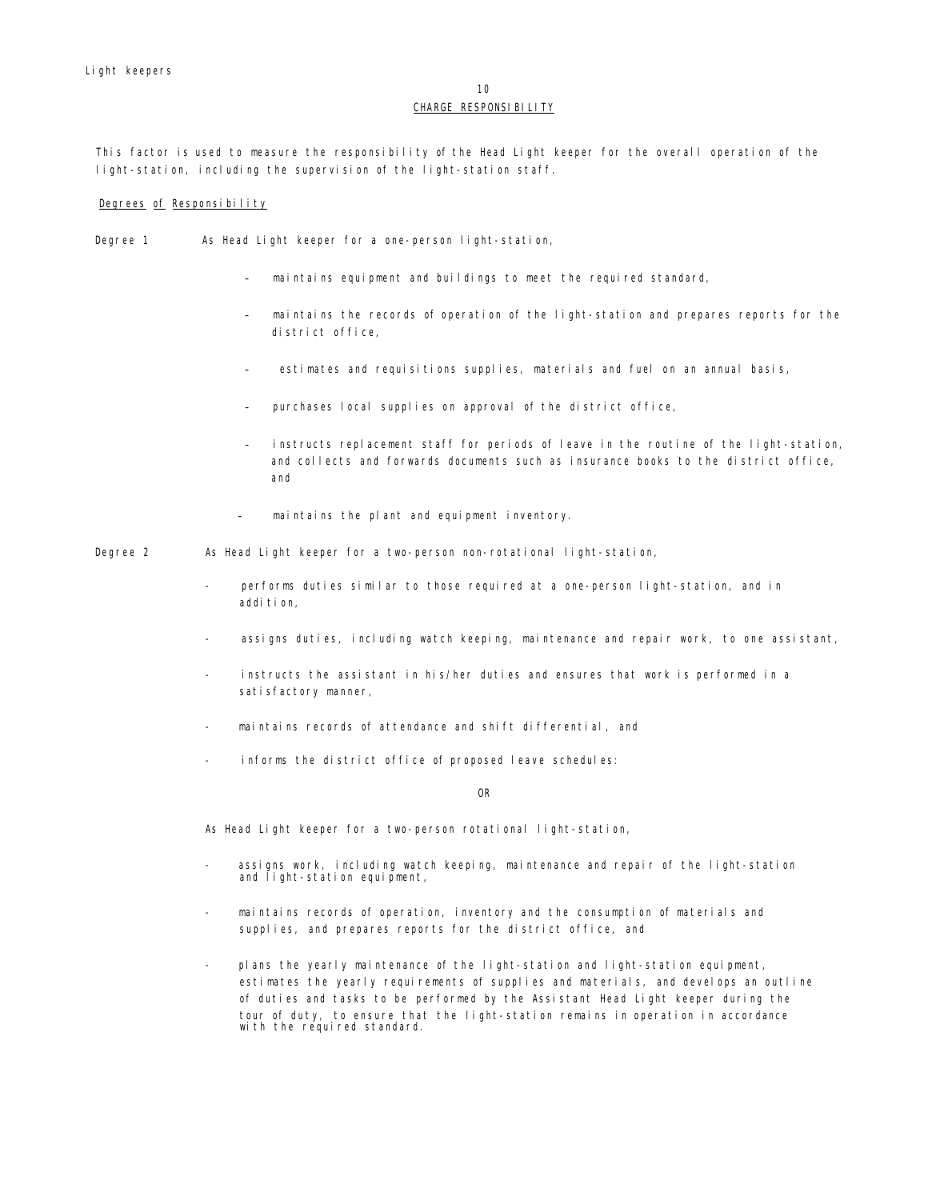## 10

## CHARGE RESPONSIBILITY

This factor is used to measure the responsibility of the Head Light keeper for the overall operation of the light-station, including the supervision of the light-station staff.

### Degrees of Responsibility

**Degree 1** As Head Light keeper for a one-person light-station,

- maintains equipment and buildings to meet the required standard,
- maintains the records of operation of the light-station and prepares reports for the district office,
- estimates and requisitions supplies, materials and fuel on an annual basis,
- purchases local supplies on approval of the district office,
- instructs replacement staff for periods of leave in the routine of the light-station, and collects and forwards documents such as insurance books to the district office, and
- maintains the plant and equipment inventory.

**Degree 2** As Head Light keeper for a two-person non-rotational light-station,

- performs duties similar to those required at a one-person light-station, and in addition,
- assigns duties, including watch keeping, maintenance and repair work, to one assistant,
- instructs the assistant in his/her duties and ensures that work is performed in a satisfactory manner,
- maintains records of attendance and shift differential, and
- informs the district office of proposed leave schedules:

OR

As Head Light keeper for a two-person rotational light-station,

- assigns work, including watch keeping, maintenance and repair of the light-station and light-station equipment,
- maintains records of operation, inventory and the consumption of materials and supplies, and prepares reports for the district office, and
- plans the yearly maintenance of the light-station and light-station equipment, estimates the yearly requirements of supplies and materials, and develops an outline of duties and tasks to be performed by the Assistant Head Light keeper during the tour of duty, to ensure that the light-station remains in operation in accordance with the required standard.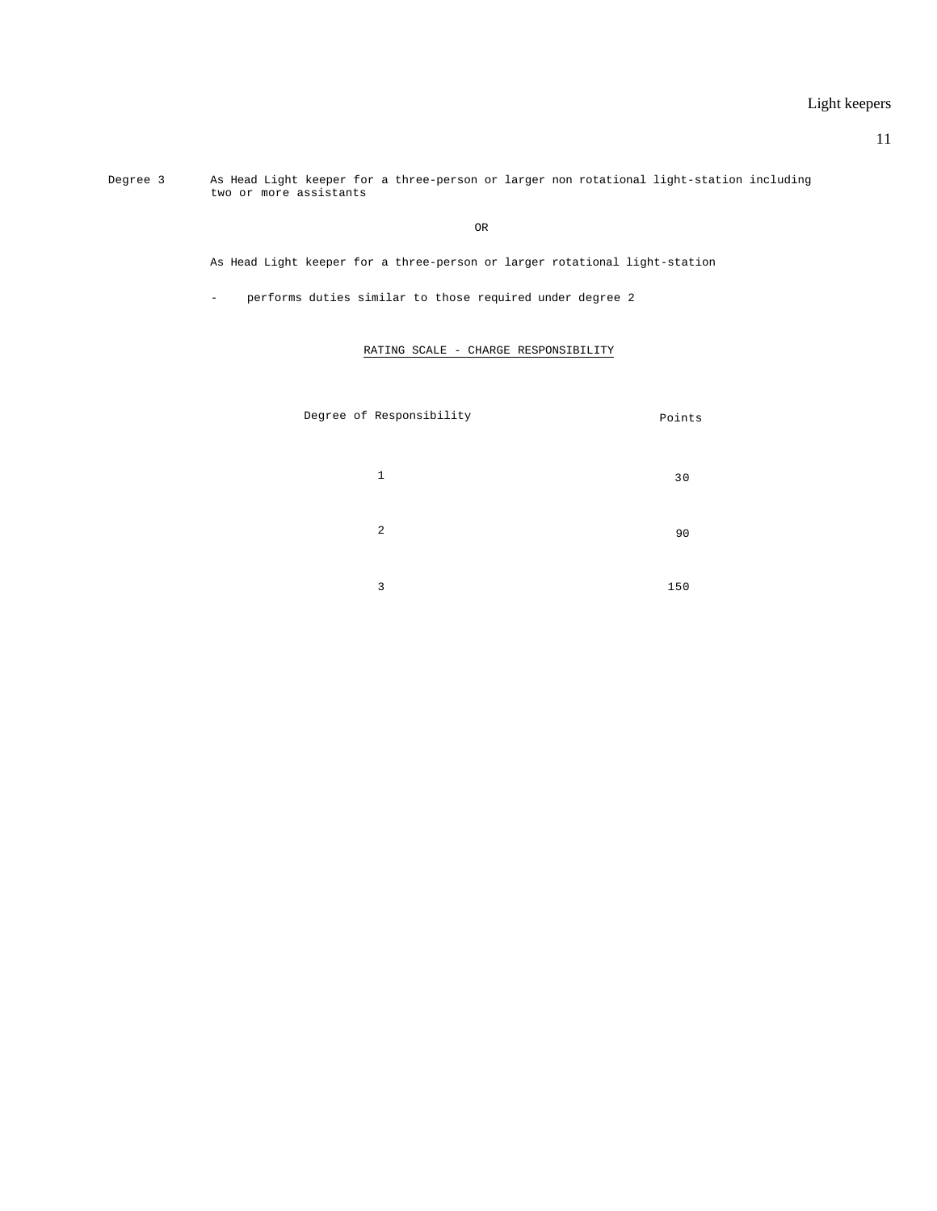Degree 3 As Head Light keeper for a three-person or larger non rotational light-station including two or more assistants

OR

As Head Light keeper for a three-person or larger rotational light-station

- performs duties similar to those required under degree 2

RATING SCALE - CHARGE RESPONSIBILITY

| Degree of Responsibility | Points |
| --- | --- |
| 1 | 30 |
| 2 | 90 |
| 3 | 150 |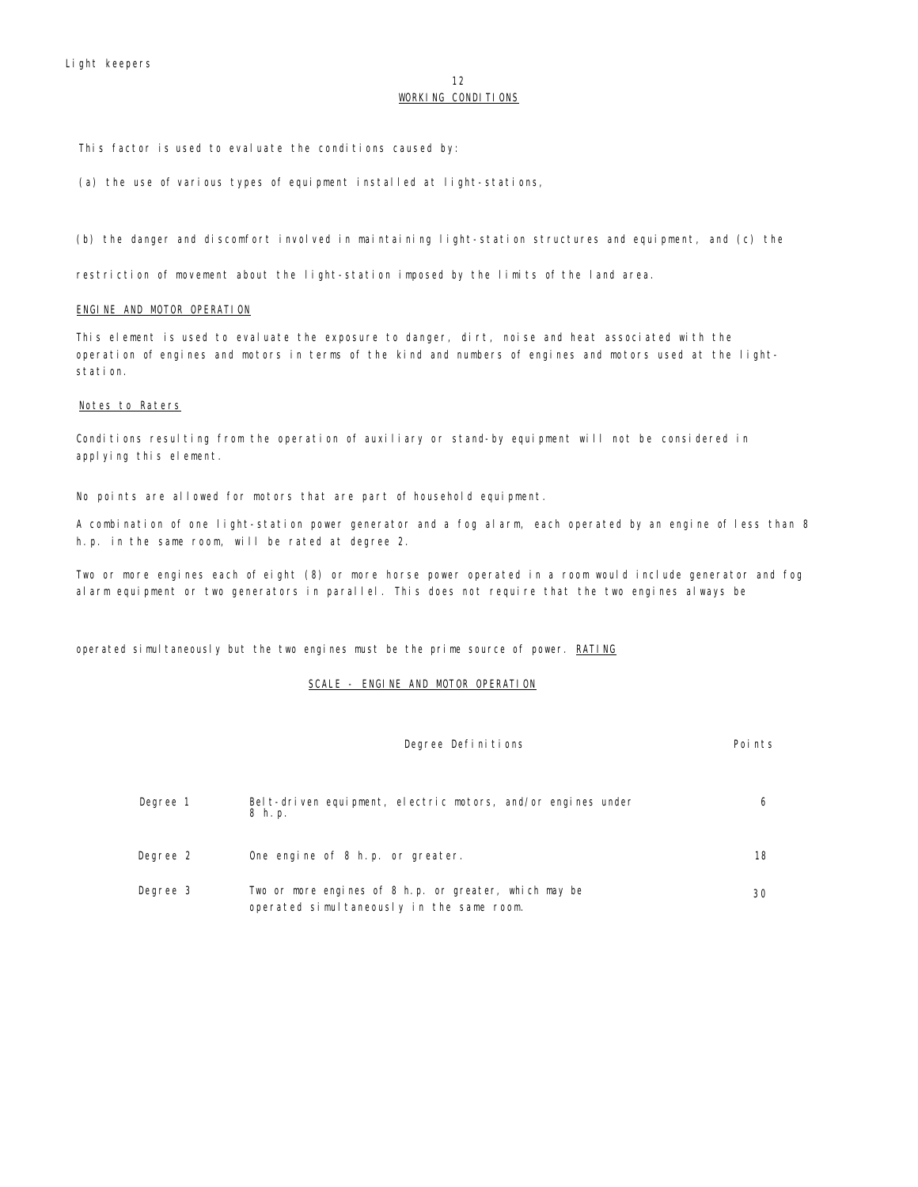## WORKING CONDITIONS

This factor is used to evaluate the conditions caused by:

(a) the use of various types of equipment installed at light-stations,

(b) the danger and discomfort involved in maintaining light-station structures and equipment, and (c) the restriction of movement about the light-station imposed by the limits of the land area.

### ENGINE AND MOTOR OPERATION

This element is used to evaluate the exposure to danger, dirt, noise and heat associated with the operation of engines and motors in terms of the kind and numbers of engines and motors used at the light-station.

#### Notes to Raters

Conditions resulting from the operation of auxiliary or stand-by equipment will not be considered in applying this element.

No points are allowed for motors that are part of household equipment.

A combination of one light-station power generator and a fog alarm, each operated by an engine of less than 8 h.p. in the same room, will be rated at degree 2.

Two or more engines each of eight (8) or more horse power operated in a room would include generator and fog alarm equipment or two generators in parallel. This does not require that the two engines always be operated simultaneously but the two engines must be the prime source of power. RATING

#### SCALE - ENGINE AND MOTOR OPERATION

| | Degree Definitions | Points |
|---|---|---|
| Degree 1 | Belt-driven equipment, electric motors, and/or engines under 8 h.p. | 6 |
| Degree 2 | One engine of 8 h.p. or greater. | 18 |
| Degree 3 | Two or more engines of 8 h.p. or greater, which may be operated simultaneously in the same room. | 30 |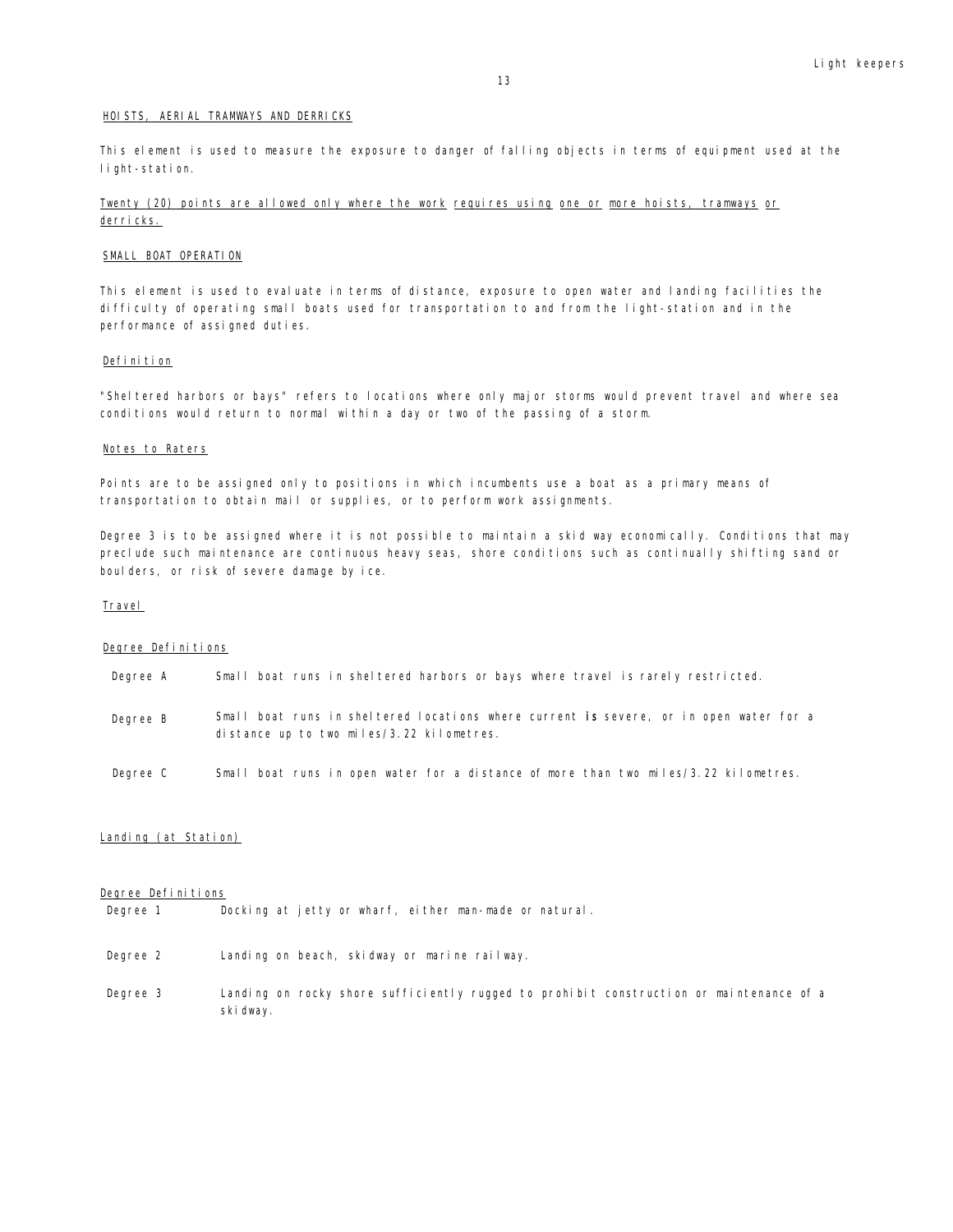## HOISTS, AERIAL TRAMWAYS AND DERRICKS

This element is used to measure the exposure to danger of falling objects in terms of equipment used at the light-station.

Twenty (20) points are allowed only where the work requires using one or more hoists, tramways or derricks.

## SMALL BOAT OPERATION

This element is used to evaluate in terms of distance, exposure to open water and landing facilities the difficulty of operating small boats used for transportation to and from the light-station and in the performance of assigned duties.

### Definition

"Sheltered harbors or bays" refers to locations where only major storms would prevent travel and where sea conditions would return to normal within a day or two of the passing of a storm.

### Notes to Raters

Points are to be assigned only to positions in which incumbents use a boat as a primary means of transportation to obtain mail or supplies, or to perform work assignments.

Degree 3 is to be assigned where it is not possible to maintain a skid way economically. Conditions that may preclude such maintenance are continuous heavy seas, shore conditions such as continually shifting sand or boulders, or risk of severe damage by ice.

### Travel

#### Degree Definitions

| | |
|---|---|
| Degree A | Small boat runs in sheltered harbors or bays where travel is rarely restricted. |
| Degree B | Small boat runs in sheltered locations where current **is** severe, or in open water for a distance up to two miles/3.22 kilometres. |
| Degree C | Small boat runs in open water for a distance of more than two miles/3.22 kilometres. |

### Landing (at Station)

#### Degree Definitions

| | |
|---|---|
| Degree 1 | Docking at jetty or wharf, either man-made or natural. |
| Degree 2 | Landing on beach, skidway or marine railway. |
| Degree 3 | Landing on rocky shore sufficiently rugged to prohibit construction or maintenance of a skidway. |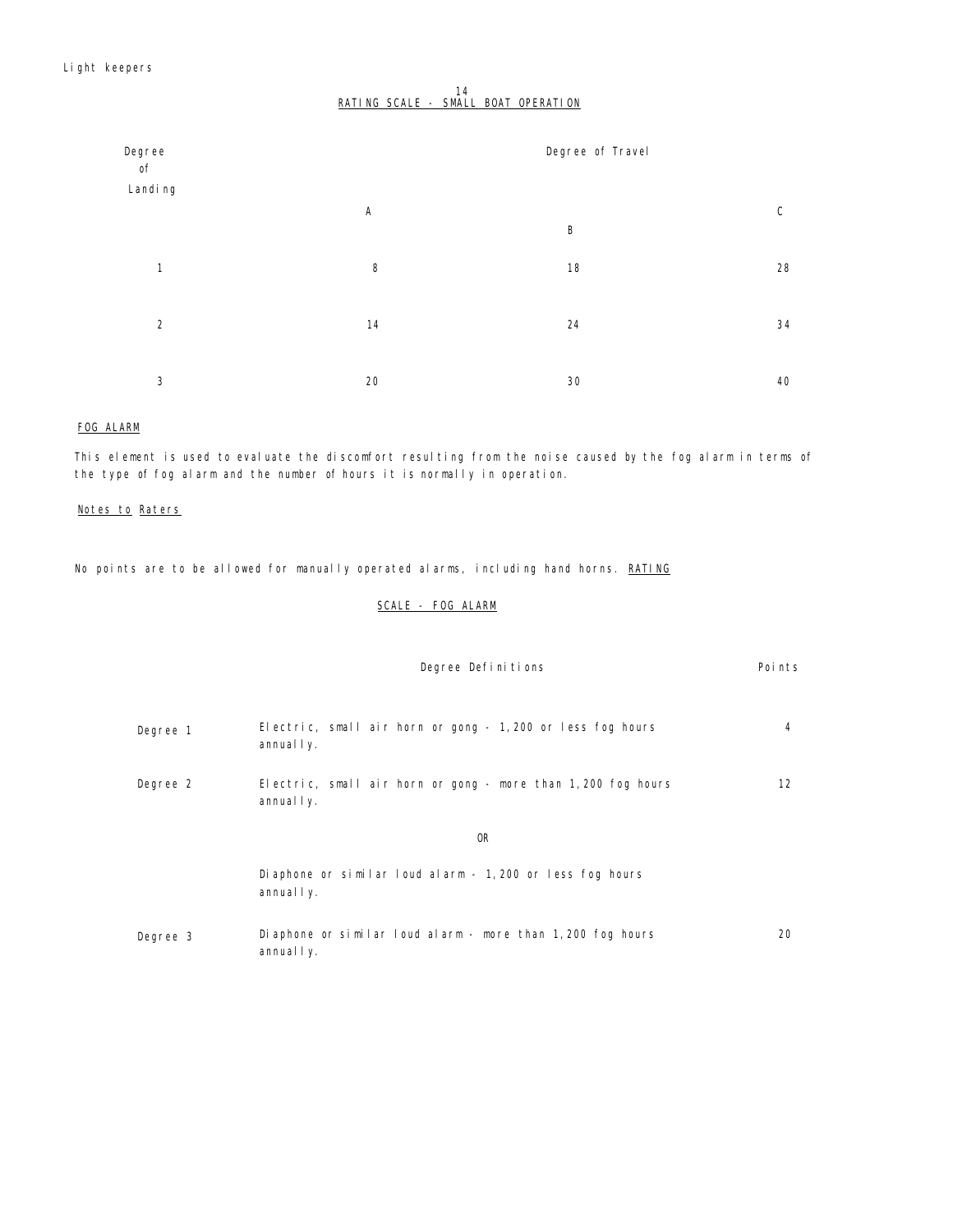14

## RATING SCALE - SMALL BOAT OPERATION

| Degree of Landing | Degree of Travel | | |
|---|---|---|---|
| | A | B | C |
| 1 | 8 | 18 | 28 |
| 2 | 14 | 24 | 34 |
| 3 | 20 | 30 | 40 |

## FOG ALARM

This element is used to evaluate the discomfort resulting from the noise caused by the fog alarm in terms of the type of fog alarm and the number of hours it is normally in operation.

### Notes to Raters

No points are to be allowed for manually operated alarms, including hand horns.

## RATING SCALE - FOG ALARM

| | Degree Definitions | Points |
|---|---|---|
| Degree 1 | Electric, small air horn or gong - 1,200 or less fog hours annually. | 4 |
| Degree 2 | Electric, small air horn or gong - more than 1,200 fog hours annually.<br><br>OR<br><br>Diaphone or similar loud alarm - 1,200 or less fog hours annually. | 12 |
| Degree 3 | Diaphone or similar loud alarm - more than 1,200 fog hours annually. | 20 |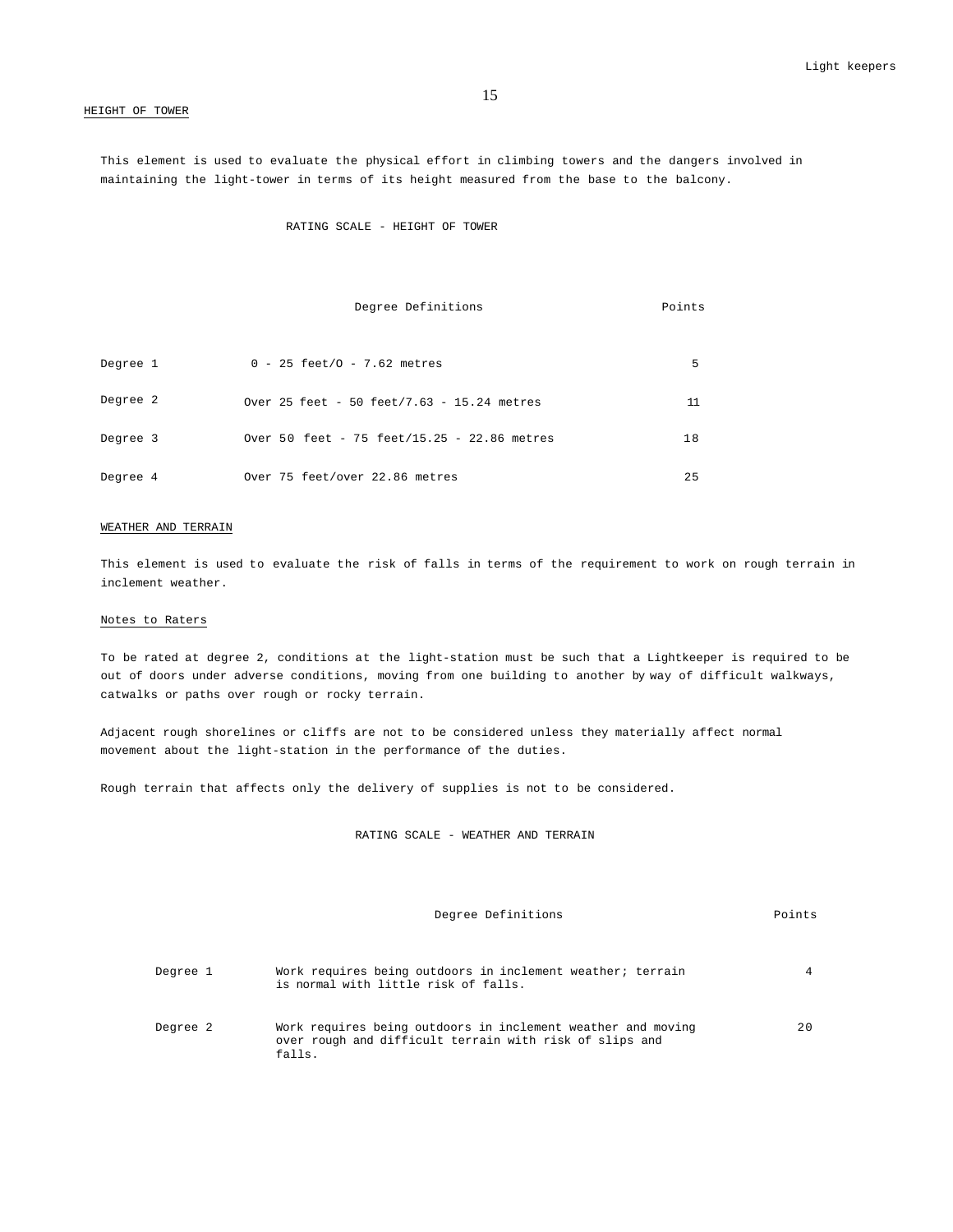## HEIGHT OF TOWER

This element is used to evaluate the physical effort in climbing towers and the dangers involved in maintaining the light-tower in terms of its height measured from the base to the balcony.

RATING SCALE - HEIGHT OF TOWER

| | Degree Definitions | Points |
|---|---|---|
| Degree 1 | 0 - 25 feet/O - 7.62 metres | 5 |
| Degree 2 | Over 25 feet - 50 feet/7.63 - 15.24 metres | 11 |
| Degree 3 | Over 50 feet - 75 feet/15.25 - 22.86 metres | 18 |
| Degree 4 | Over 75 feet/over 22.86 metres | 25 |

## WEATHER AND TERRAIN

This element is used to evaluate the risk of falls in terms of the requirement to work on rough terrain in inclement weather.

### Notes to Raters

To be rated at degree 2, conditions at the light-station must be such that a Lightkeeper is required to be out of doors under adverse conditions, moving from one building to another by way of difficult walkways, catwalks or paths over rough or rocky terrain.

Adjacent rough shorelines or cliffs are not to be considered unless they materially affect normal movement about the light-station in the performance of the duties.

Rough terrain that affects only the delivery of supplies is not to be considered.

RATING SCALE - WEATHER AND TERRAIN

| | Degree Definitions | Points |
|---|---|---|
| Degree 1 | Work requires being outdoors in inclement weather; terrain is normal with little risk of falls. | 4 |
| Degree 2 | Work requires being outdoors in inclement weather and moving over rough and difficult terrain with risk of slips and falls. | 20 |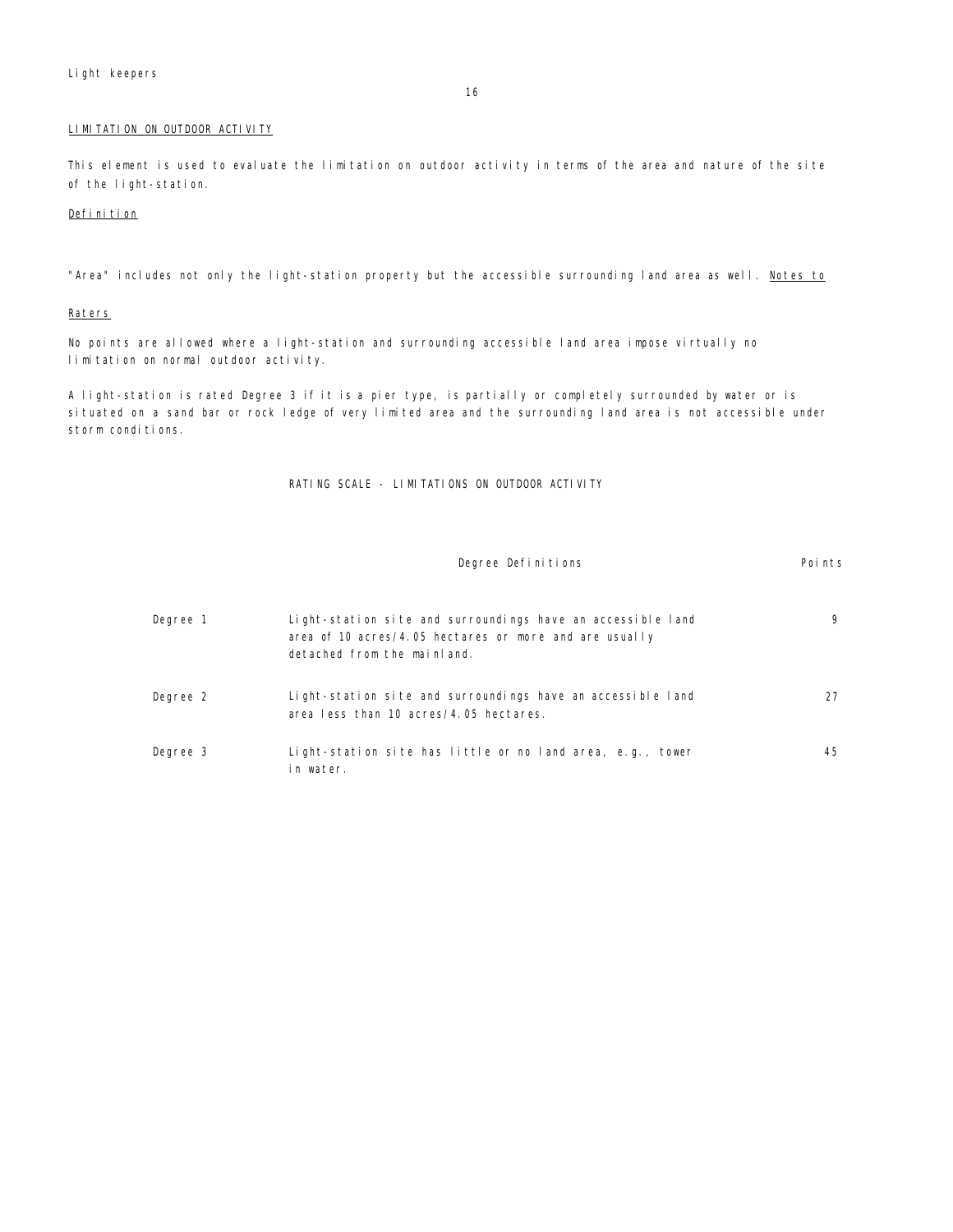## LIMITATION ON OUTDOOR ACTIVITY

This element is used to evaluate the limitation on outdoor activity in terms of the area and nature of the site of the light-station.

### Definition

"Area" includes not only the light-station property but the accessible surrounding land area as well.

### Notes to Raters

No points are allowed where a light-station and surrounding accessible land area impose virtually no limitation on normal outdoor activity.

A light-station is rated Degree 3 if it is a pier type, is partially or completely surrounded by water or is situated on a sand bar or rock ledge of very limited area and the surrounding land area is not accessible under storm conditions.

RATING SCALE - LIMITATIONS ON OUTDOOR ACTIVITY

| | Degree Definitions | Points |
|---|---|---|
| Degree 1 | Light-station site and surroundings have an accessible land area of 10 acres/4.05 hectares or more and are usually detached from the mainland. | 9 |
| Degree 2 | Light-station site and surroundings have an accessible land area less than 10 acres/4.05 hectares. | 27 |
| Degree 3 | Light-station site has little or no land area, e.g., tower in water. | 45 |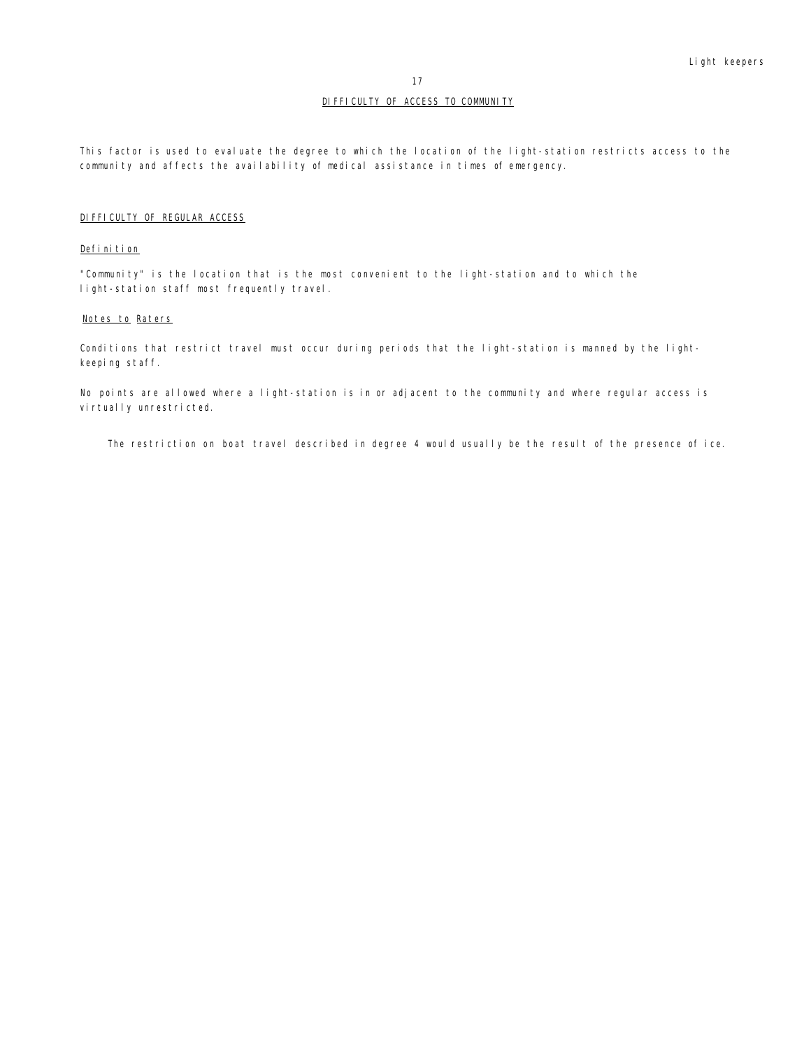## DIFFICULTY OF ACCESS TO COMMUNITY

This factor is used to evaluate the degree to which the location of the light-station restricts access to the community and affects the availability of medical assistance in times of emergency.

### DIFFICULTY OF REGULAR ACCESS

#### Definition

"Community" is the location that is the most convenient to the light-station and to which the light-station staff most frequently travel.

#### Notes to Raters

Conditions that restrict travel must occur during periods that the light-station is manned by the light-keeping staff.

No points are allowed where a light-station is in or adjacent to the community and where regular access is virtually unrestricted.

The restriction on boat travel described in degree 4 would usually be the result of the presence of ice.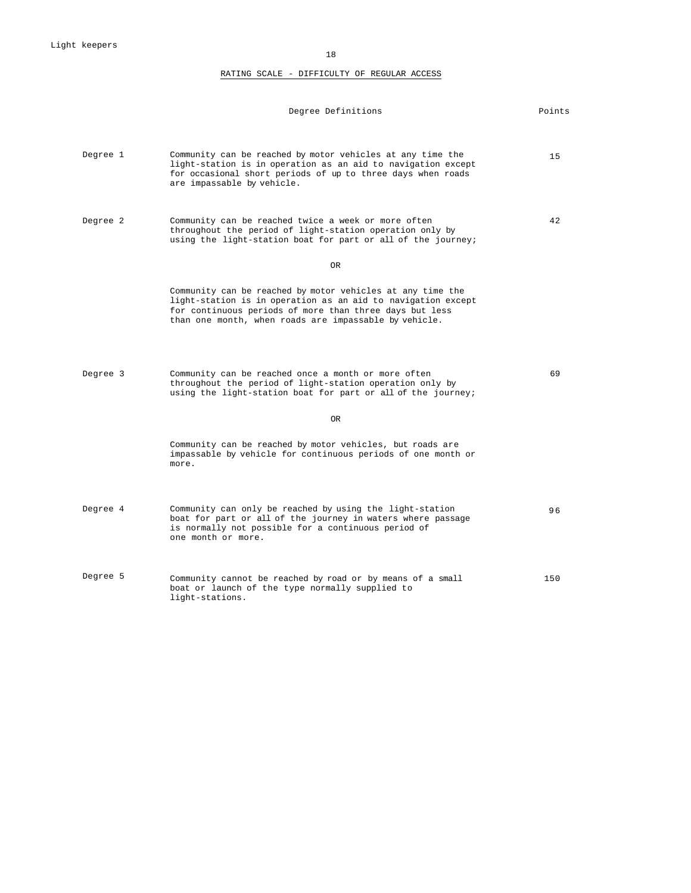## RATING SCALE - DIFFICULTY OF REGULAR ACCESS

| | Degree Definitions | Points |
|---|---|---|
| Degree 1 | Community can be reached by motor vehicles at any time the light-station is in operation as an aid to navigation except for occasional short periods of up to three days when roads are impassable by vehicle. | 15 |
| Degree 2 | Community can be reached twice a week or more often throughout the period of light-station operation only by using the light-station boat for part or all of the journey;<br><br>OR<br><br>Community can be reached by motor vehicles at any time the light-station is in operation as an aid to navigation except for continuous periods of more than three days but less than one month, when roads are impassable by vehicle. | 42 |
| Degree 3 | Community can be reached once a month or more often throughout the period of light-station operation only by using the light-station boat for part or all of the journey;<br><br>OR<br><br>Community can be reached by motor vehicles, but roads are impassable by vehicle for continuous periods of one month or more. | 69 |
| Degree 4 | Community can only be reached by using the light-station boat for part or all of the journey in waters where passage is normally not possible for a continuous period of one month or more. | 96 |
| Degree 5 | Community cannot be reached by road or by means of a small boat or launch of the type normally supplied to light-stations. | 150 |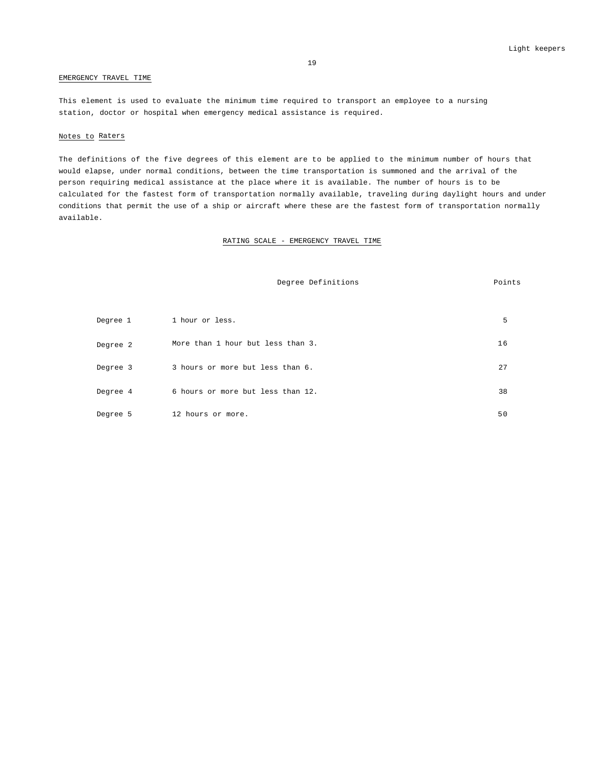## EMERGENCY TRAVEL TIME

This element is used to evaluate the minimum time required to transport an employee to a nursing station, doctor or hospital when emergency medical assistance is required.

### Notes to Raters

The definitions of the five degrees of this element are to be applied to the minimum number of hours that would elapse, under normal conditions, between the time transportation is summoned and the arrival of the person requiring medical assistance at the place where it is available. The number of hours is to be calculated for the fastest form of transportation normally available, traveling during daylight hours and under conditions that permit the use of a ship or aircraft where these are the fastest form of transportation normally available.

### RATING SCALE - EMERGENCY TRAVEL TIME

| | Degree Definitions | Points |
|---|---|---|
| Degree 1 | 1 hour or less. | 5 |
| Degree 2 | More than 1 hour but less than 3. | 16 |
| Degree 3 | 3 hours or more but less than 6. | 27 |
| Degree 4 | 6 hours or more but less than 12. | 38 |
| Degree 5 | 12 hours or more. | 50 |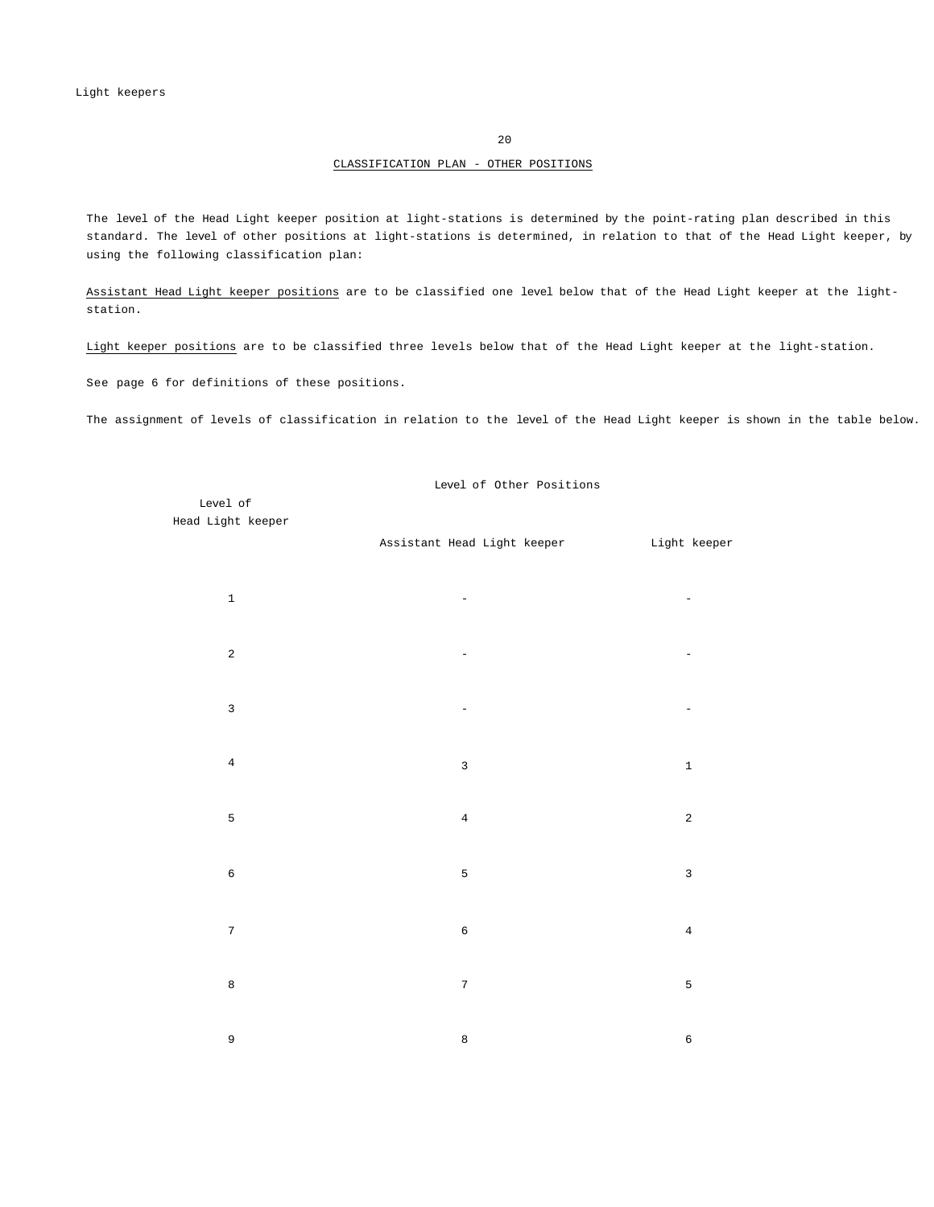## CLASSIFICATION PLAN - OTHER POSITIONS

The level of the Head Light keeper position at light-stations is determined by the point-rating plan described in this standard. The level of other positions at light-stations is determined, in relation to that of the Head Light keeper, by using the following classification plan:

Assistant Head Light keeper positions are to be classified one level below that of the Head Light keeper at the light-station.

Light keeper positions are to be classified three levels below that of the Head Light keeper at the light-station.

See page 6 for definitions of these positions.

The assignment of levels of classification in relation to the level of the Head Light keeper is shown in the table below.

| Level of Head Light keeper | Level of Other Positions | |
|---|---|---|
| | Assistant Head Light keeper | Light keeper |
| 1 | - | - |
| 2 | - | - |
| 3 | - | - |
| 4 | 3 | 1 |
| 5 | 4 | 2 |
| 6 | 5 | 3 |
| 7 | 6 | 4 |
| 8 | 7 | 5 |
| 9 | 8 | 6 |